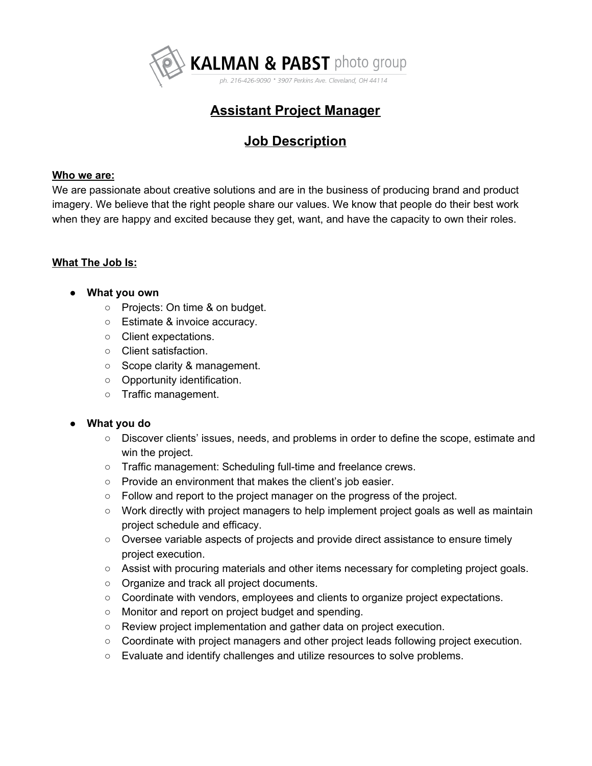KALMAN & PABST photo group

ph. 216-426-9090 • 3907 Perkins Ave. Cleveland, OH 44114

# Assistant Project Manager

# Job Description

**Who we are:**

We are passionate about creative solutions and are in the business of producing brand and product imagery. We believe that the right people share our values. We know that people do their best work when they are happy and excited because they get, want, and have the capacity to own their roles.

**What The Job Is:**

- **What you own**
  - Projects: On time & on budget.
  - Estimate & invoice accuracy.
  - Client expectations.
  - Client satisfaction.
  - Scope clarity & management.
  - Opportunity identification.
  - Traffic management.

- **What you do**
  - Discover clients' issues, needs, and problems in order to define the scope, estimate and win the project.
  - Traffic management: Scheduling full-time and freelance crews.
  - Provide an environment that makes the client's job easier.
  - Follow and report to the project manager on the progress of the project.
  - Work directly with project managers to help implement project goals as well as maintain project schedule and efficacy.
  - Oversee variable aspects of projects and provide direct assistance to ensure timely project execution.
  - Assist with procuring materials and other items necessary for completing project goals.
  - Organize and track all project documents.
  - Coordinate with vendors, employees and clients to organize project expectations.
  - Monitor and report on project budget and spending.
  - Review project implementation and gather data on project execution.
  - Coordinate with project managers and other project leads following project execution.
  - Evaluate and identify challenges and utilize resources to solve problems.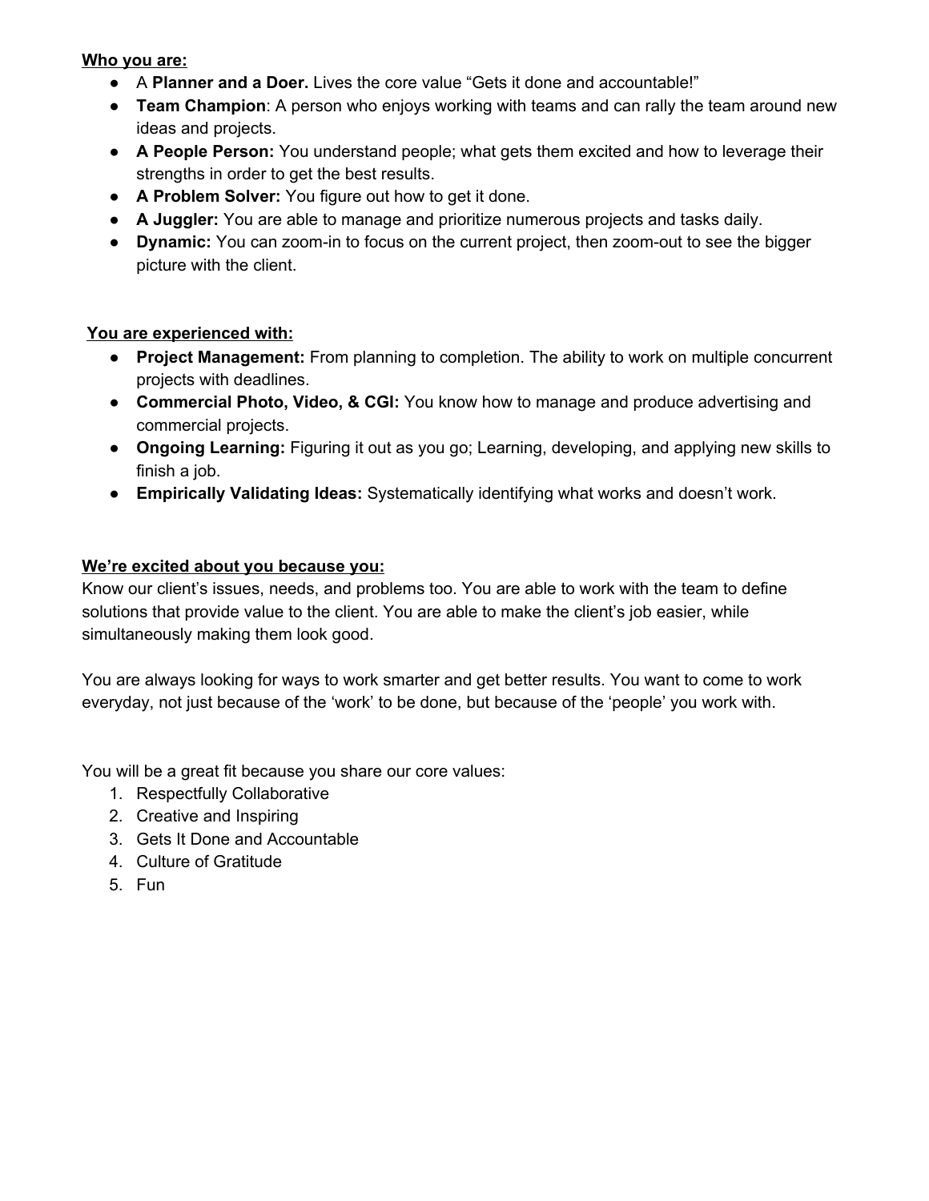**Who you are:**

- A **Planner and a Doer.** Lives the core value "Gets it done and accountable!"
- **Team Champion**: A person who enjoys working with teams and can rally the team around new ideas and projects.
- **A People Person:** You understand people; what gets them excited and how to leverage their strengths in order to get the best results.
- **A Problem Solver:** You figure out how to get it done.
- **A Juggler:** You are able to manage and prioritize numerous projects and tasks daily.
- **Dynamic:** You can zoom-in to focus on the current project, then zoom-out to see the bigger picture with the client.

**You are experienced with:**

- **Project Management:** From planning to completion. The ability to work on multiple concurrent projects with deadlines.
- **Commercial Photo, Video, & CGI:** You know how to manage and produce advertising and commercial projects.
- **Ongoing Learning:** Figuring it out as you go; Learning, developing, and applying new skills to finish a job.
- **Empirically Validating Ideas:** Systematically identifying what works and doesn't work.

**We're excited about you because you:**

Know our client's issues, needs, and problems too. You are able to work with the team to define solutions that provide value to the client. You are able to make the client's job easier, while simultaneously making them look good.

You are always looking for ways to work smarter and get better results. You want to come to work everyday, not just because of the 'work' to be done, but because of the 'people' you work with.

You will be a great fit because you share our core values:

1. Respectfully Collaborative
2. Creative and Inspiring
3. Gets It Done and Accountable
4. Culture of Gratitude
5. Fun